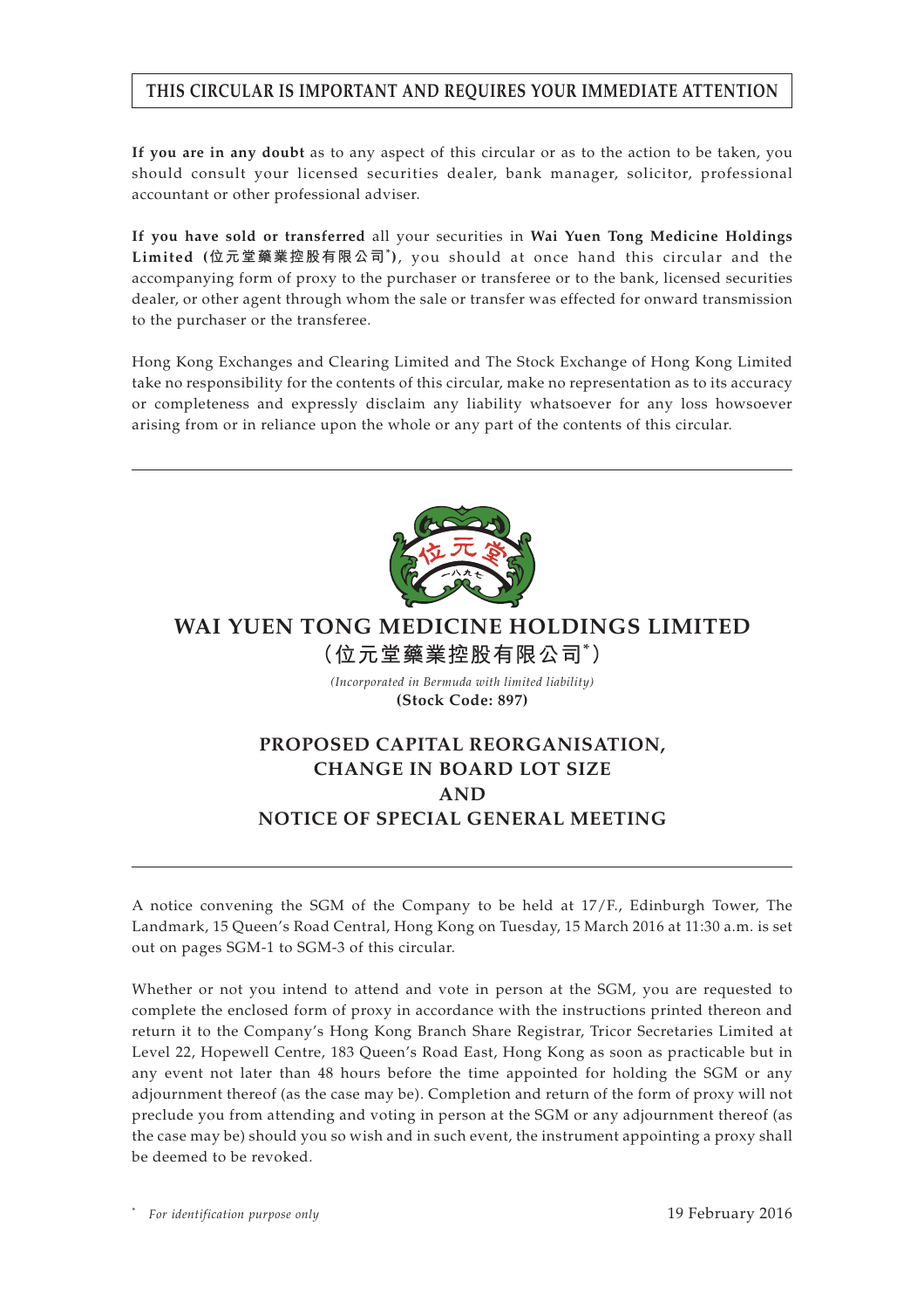**THIS CIRCULAR IS IMPORTANT AND REQUIRES YOUR IMMEDIATE ATTENTION**

**If you are in any doubt** as to any aspect of this circular or as to the action to be taken, you should consult your licensed securities dealer, bank manager, solicitor, professional accountant or other professional adviser.

**If you have sold or transferred** all your securities in **Wai Yuen Tong Medicine Holdings Limited (位元堂藥業控股有限公司*)**, you should at once hand this circular and the accompanying form of proxy to the purchaser or transferee or to the bank, licensed securities dealer, or other agent through whom the sale or transfer was effected for onward transmission to the purchaser or the transferee.

Hong Kong Exchanges and Clearing Limited and The Stock Exchange of Hong Kong Limited take no responsibility for the contents of this circular, make no representation as to its accuracy or completeness and expressly disclaim any liability whatsoever for any loss howsoever arising from or in reliance upon the whole or any part of the contents of this circular.

---

# WAI YUEN TONG MEDICINE HOLDINGS LIMITED

# (位元堂藥業控股有限公司*)

*(Incorporated in Bermuda with limited liability)*

**(Stock Code: 897)**

## PROPOSED CAPITAL REORGANISATION, CHANGE IN BOARD LOT SIZE AND NOTICE OF SPECIAL GENERAL MEETING

---

A notice convening the SGM of the Company to be held at 17/F., Edinburgh Tower, The Landmark, 15 Queen's Road Central, Hong Kong on Tuesday, 15 March 2016 at 11:30 a.m. is set out on pages SGM-1 to SGM-3 of this circular.

Whether or not you intend to attend and vote in person at the SGM, you are requested to complete the enclosed form of proxy in accordance with the instructions printed thereon and return it to the Company's Hong Kong Branch Share Registrar, Tricor Secretaries Limited at Level 22, Hopewell Centre, 183 Queen's Road East, Hong Kong as soon as practicable but in any event not later than 48 hours before the time appointed for holding the SGM or any adjournment thereof (as the case may be). Completion and return of the form of proxy will not preclude you from attending and voting in person at the SGM or any adjournment thereof (as the case may be) should you so wish and in such event, the instrument appointing a proxy shall be deemed to be revoked.

\* *For identification purpose only*

19 February 2016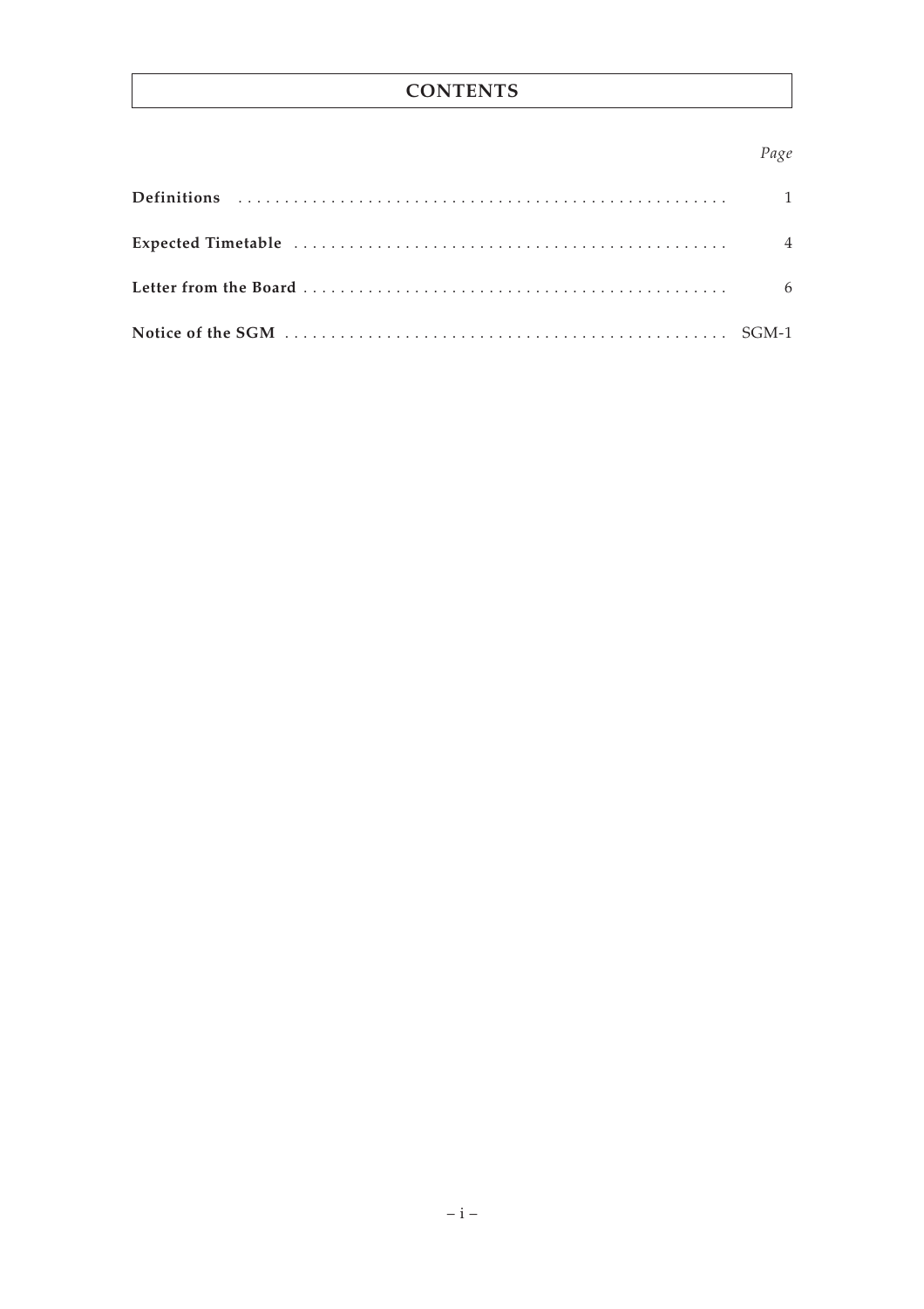# CONTENTS

| | Page |
|---|---|
| **Definitions** | 1 |
| **Expected Timetable** | 4 |
| **Letter from the Board** | 6 |
| **Notice of the SGM** | SGM-1 |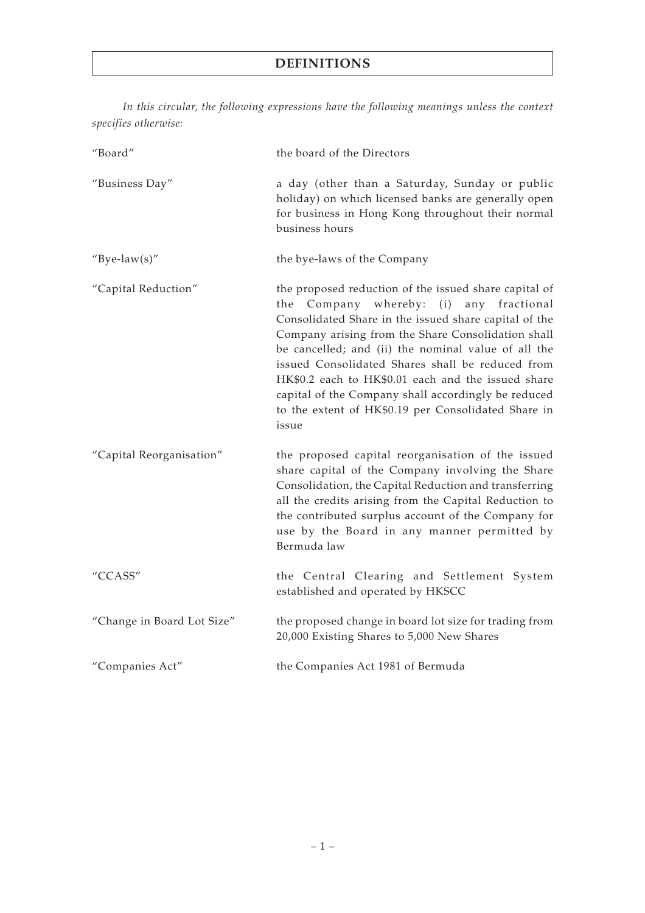# DEFINITIONS

*In this circular, the following expressions have the following meanings unless the context specifies otherwise:*

| | |
|---|---|
| "Board" | the board of the Directors |
| "Business Day" | a day (other than a Saturday, Sunday or public holiday) on which licensed banks are generally open for business in Hong Kong throughout their normal business hours |
| "Bye-law(s)" | the bye-laws of the Company |
| "Capital Reduction" | the proposed reduction of the issued share capital of the Company whereby: (i) any fractional Consolidated Share in the issued share capital of the Company arising from the Share Consolidation shall be cancelled; and (ii) the nominal value of all the issued Consolidated Shares shall be reduced from HK$0.2 each to HK$0.01 each and the issued share capital of the Company shall accordingly be reduced to the extent of HK$0.19 per Consolidated Share in issue |
| "Capital Reorganisation" | the proposed capital reorganisation of the issued share capital of the Company involving the Share Consolidation, the Capital Reduction and transferring all the credits arising from the Capital Reduction to the contributed surplus account of the Company for use by the Board in any manner permitted by Bermuda law |
| "CCASS" | the Central Clearing and Settlement System established and operated by HKSCC |
| "Change in Board Lot Size" | the proposed change in board lot size for trading from 20,000 Existing Shares to 5,000 New Shares |
| "Companies Act" | the Companies Act 1981 of Bermuda |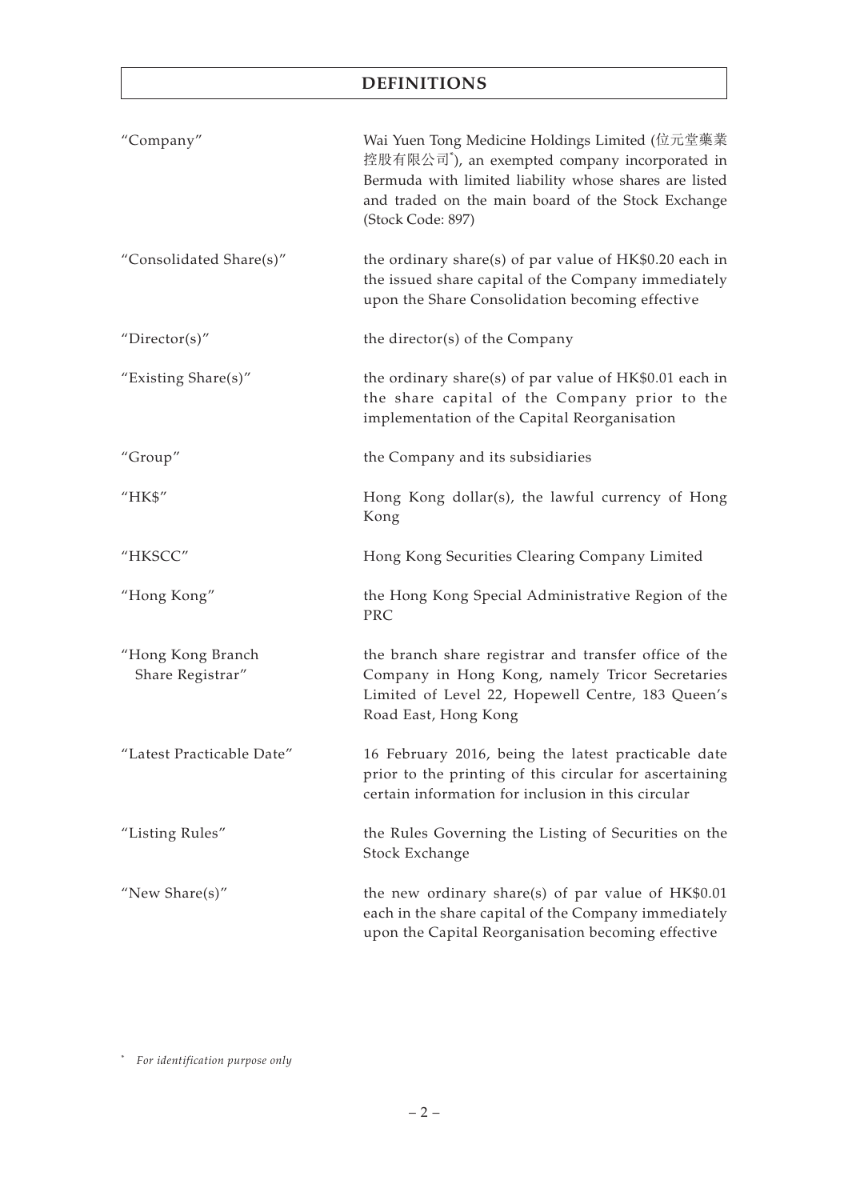# DEFINITIONS

| | |
|---|---|
| "Company" | Wai Yuen Tong Medicine Holdings Limited (位元堂藥業控股有限公司*), an exempted company incorporated in Bermuda with limited liability whose shares are listed and traded on the main board of the Stock Exchange (Stock Code: 897) |
| "Consolidated Share(s)" | the ordinary share(s) of par value of HK$0.20 each in the issued share capital of the Company immediately upon the Share Consolidation becoming effective |
| "Director(s)" | the director(s) of the Company |
| "Existing Share(s)" | the ordinary share(s) of par value of HK$0.01 each in the share capital of the Company prior to the implementation of the Capital Reorganisation |
| "Group" | the Company and its subsidiaries |
| "HK$" | Hong Kong dollar(s), the lawful currency of Hong Kong |
| "HKSCC" | Hong Kong Securities Clearing Company Limited |
| "Hong Kong" | the Hong Kong Special Administrative Region of the PRC |
| "Hong Kong Branch Share Registrar" | the branch share registrar and transfer office of the Company in Hong Kong, namely Tricor Secretaries Limited of Level 22, Hopewell Centre, 183 Queen's Road East, Hong Kong |
| "Latest Practicable Date" | 16 February 2016, being the latest practicable date prior to the printing of this circular for ascertaining certain information for inclusion in this circular |
| "Listing Rules" | the Rules Governing the Listing of Securities on the Stock Exchange |
| "New Share(s)" | the new ordinary share(s) of par value of HK$0.01 each in the share capital of the Company immediately upon the Capital Reorganisation becoming effective |

\* *For identification purpose only*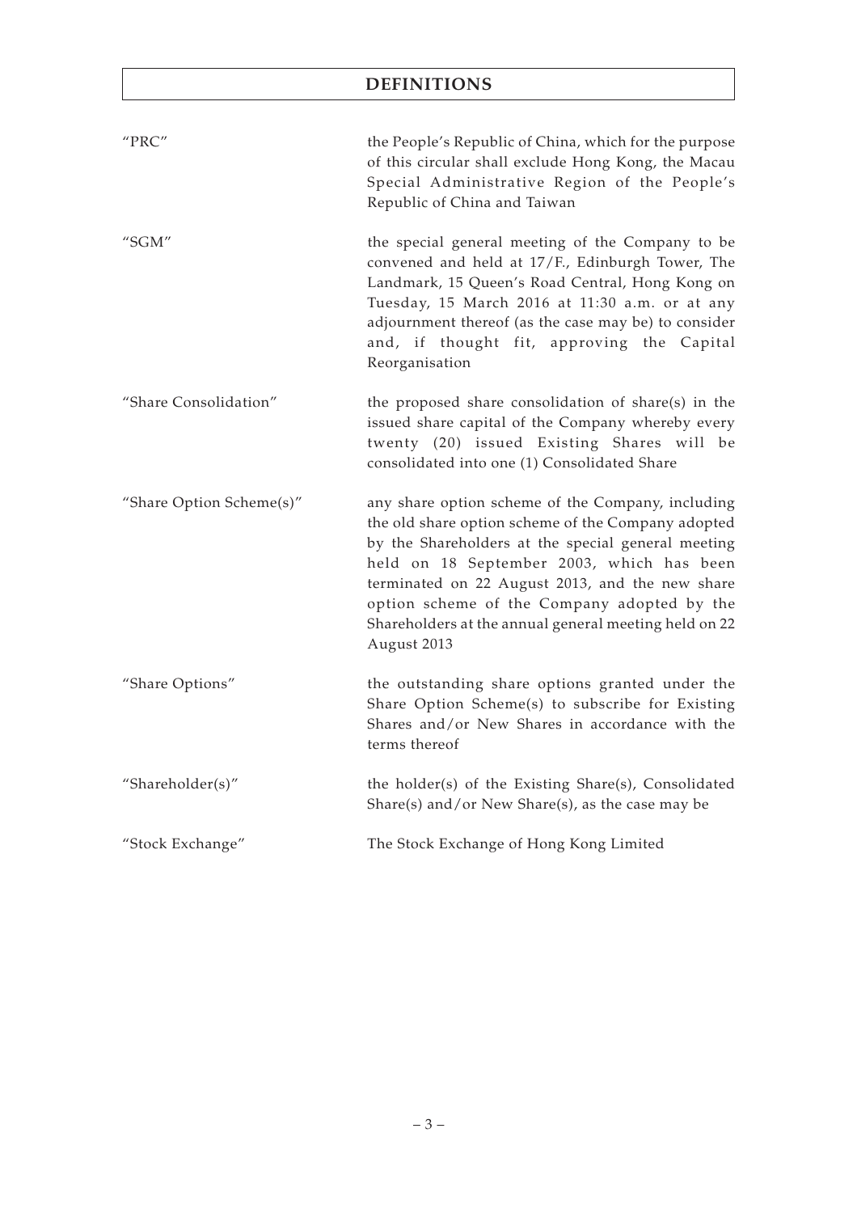# DEFINITIONS

| | |
|---|---|
| "PRC" | the People's Republic of China, which for the purpose of this circular shall exclude Hong Kong, the Macau Special Administrative Region of the People's Republic of China and Taiwan |
| "SGM" | the special general meeting of the Company to be convened and held at 17/F., Edinburgh Tower, The Landmark, 15 Queen's Road Central, Hong Kong on Tuesday, 15 March 2016 at 11:30 a.m. or at any adjournment thereof (as the case may be) to consider and, if thought fit, approving the Capital Reorganisation |
| "Share Consolidation" | the proposed share consolidation of share(s) in the issued share capital of the Company whereby every twenty (20) issued Existing Shares will be consolidated into one (1) Consolidated Share |
| "Share Option Scheme(s)" | any share option scheme of the Company, including the old share option scheme of the Company adopted by the Shareholders at the special general meeting held on 18 September 2003, which has been terminated on 22 August 2013, and the new share option scheme of the Company adopted by the Shareholders at the annual general meeting held on 22 August 2013 |
| "Share Options" | the outstanding share options granted under the Share Option Scheme(s) to subscribe for Existing Shares and/or New Shares in accordance with the terms thereof |
| "Shareholder(s)" | the holder(s) of the Existing Share(s), Consolidated Share(s) and/or New Share(s), as the case may be |
| "Stock Exchange" | The Stock Exchange of Hong Kong Limited |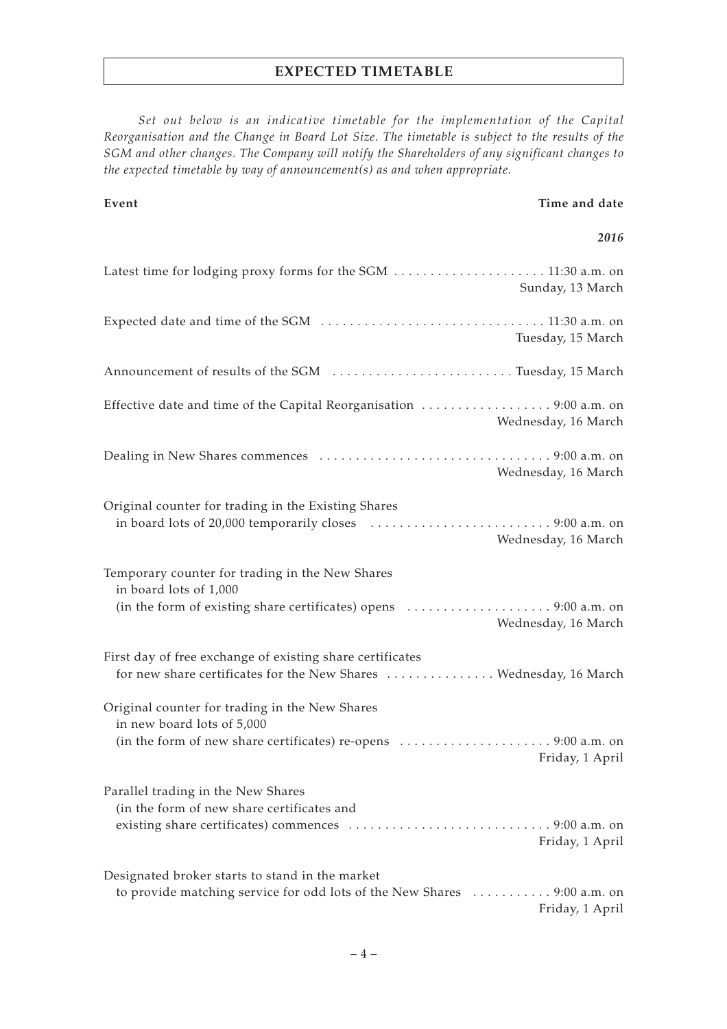# EXPECTED TIMETABLE

*Set out below is an indicative timetable for the implementation of the Capital Reorganisation and the Change in Board Lot Size. The timetable is subject to the results of the SGM and other changes. The Company will notify the Shareholders of any significant changes to the expected timetable by way of announcement(s) as and when appropriate.*

| **Event** | **Time and date** |
|---|---|
| | ***2016*** |
| Latest time for lodging proxy forms for the SGM | 11:30 a.m. on Sunday, 13 March |
| Expected date and time of the SGM | 11:30 a.m. on Tuesday, 15 March |
| Announcement of results of the SGM | Tuesday, 15 March |
| Effective date and time of the Capital Reorganisation | 9:00 a.m. on Wednesday, 16 March |
| Dealing in New Shares commences | 9:00 a.m. on Wednesday, 16 March |
| Original counter for trading in the Existing Shares in board lots of 20,000 temporarily closes | 9:00 a.m. on Wednesday, 16 March |
| Temporary counter for trading in the New Shares in board lots of 1,000 (in the form of existing share certificates) opens | 9:00 a.m. on Wednesday, 16 March |
| First day of free exchange of existing share certificates for new share certificates for the New Shares | Wednesday, 16 March |
| Original counter for trading in the New Shares in new board lots of 5,000 (in the form of new share certificates) re-opens | 9:00 a.m. on Friday, 1 April |
| Parallel trading in the New Shares (in the form of new share certificates and existing share certificates) commences | 9:00 a.m. on Friday, 1 April |
| Designated broker starts to stand in the market to provide matching service for odd lots of the New Shares | 9:00 a.m. on Friday, 1 April |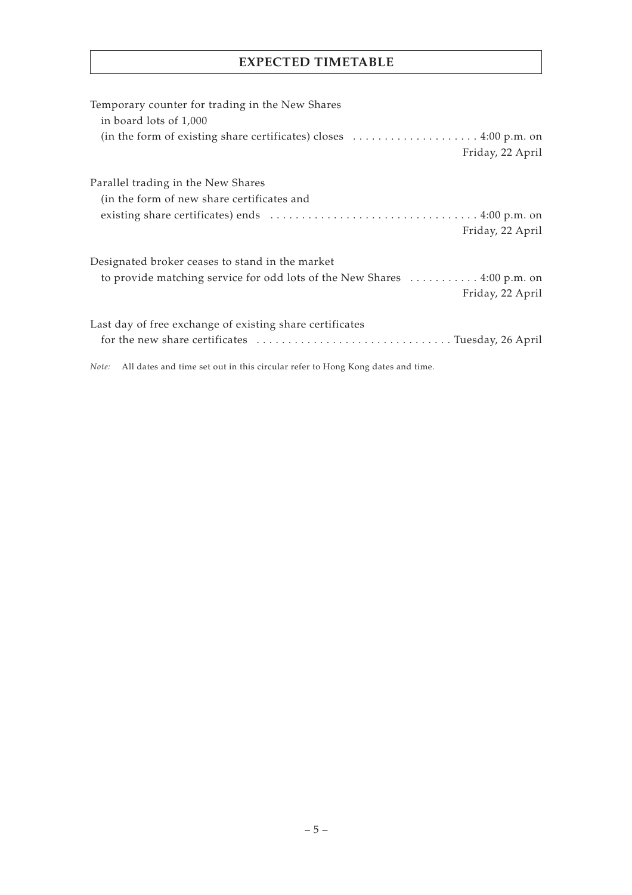# EXPECTED TIMETABLE

| | |
|---|---|
| Temporary counter for trading in the New Shares in board lots of 1,000 (in the form of existing share certificates) closes | 4:00 p.m. on Friday, 22 April |
| Parallel trading in the New Shares (in the form of new share certificates and existing share certificates) ends | 4:00 p.m. on Friday, 22 April |
| Designated broker ceases to stand in the market to provide matching service for odd lots of the New Shares | 4:00 p.m. on Friday, 22 April |
| Last day of free exchange of existing share certificates for the new share certificates | Tuesday, 26 April |

*Note:* All dates and time set out in this circular refer to Hong Kong dates and time.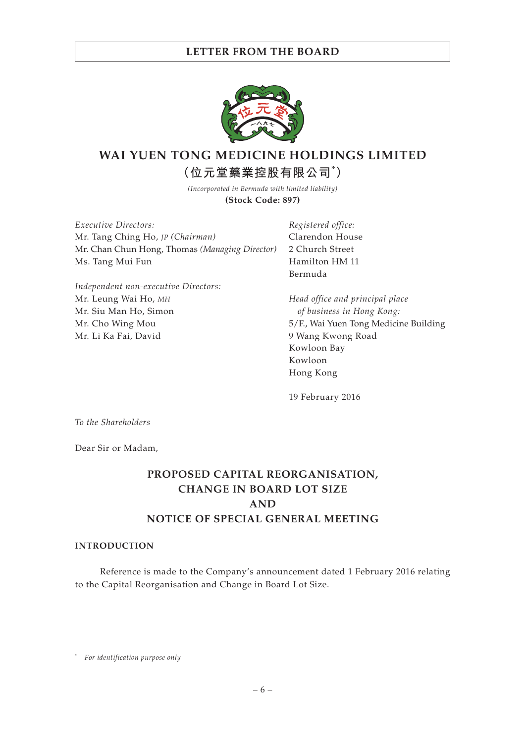# WAI YUEN TONG MEDICINE HOLDINGS LIMITED

**（位元堂藥業控股有限公司\*）**

*(Incorporated in Bermuda with limited liability)*

**(Stock Code: 897)**

*Executive Directors:*
Mr. Tang Ching Ho, *JP (Chairman)*
Mr. Chan Chun Hong, Thomas *(Managing Director)*
Ms. Tang Mui Fun

*Independent non-executive Directors:*
Mr. Leung Wai Ho, *MH*
Mr. Siu Man Ho, Simon
Mr. Cho Wing Mou
Mr. Li Ka Fai, David

*Registered office:*
Clarendon House
2 Church Street
Hamilton HM 11
Bermuda

*Head office and principal place of business in Hong Kong:*
5/F., Wai Yuen Tong Medicine Building
9 Wang Kwong Road
Kowloon Bay
Kowloon
Hong Kong

19 February 2016

*To the Shareholders*

Dear Sir or Madam,

## PROPOSED CAPITAL REORGANISATION, CHANGE IN BOARD LOT SIZE AND NOTICE OF SPECIAL GENERAL MEETING

### INTRODUCTION

Reference is made to the Company's announcement dated 1 February 2016 relating to the Capital Reorganisation and Change in Board Lot Size.

\* *For identification purpose only*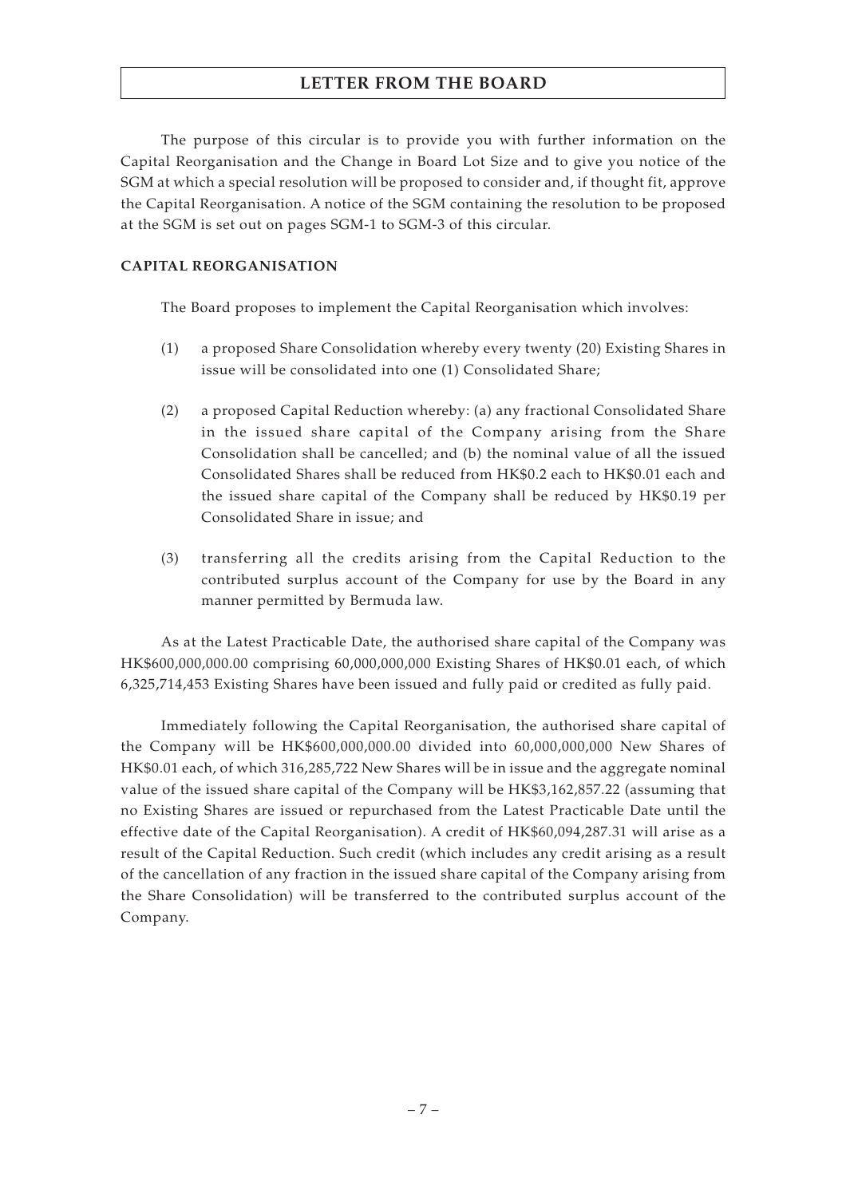# LETTER FROM THE BOARD

The purpose of this circular is to provide you with further information on the Capital Reorganisation and the Change in Board Lot Size and to give you notice of the SGM at which a special resolution will be proposed to consider and, if thought fit, approve the Capital Reorganisation. A notice of the SGM containing the resolution to be proposed at the SGM is set out on pages SGM-1 to SGM-3 of this circular.

**CAPITAL REORGANISATION**

The Board proposes to implement the Capital Reorganisation which involves:

(1) a proposed Share Consolidation whereby every twenty (20) Existing Shares in issue will be consolidated into one (1) Consolidated Share;

(2) a proposed Capital Reduction whereby: (a) any fractional Consolidated Share in the issued share capital of the Company arising from the Share Consolidation shall be cancelled; and (b) the nominal value of all the issued Consolidated Shares shall be reduced from HK$0.2 each to HK$0.01 each and the issued share capital of the Company shall be reduced by HK$0.19 per Consolidated Share in issue; and

(3) transferring all the credits arising from the Capital Reduction to the contributed surplus account of the Company for use by the Board in any manner permitted by Bermuda law.

As at the Latest Practicable Date, the authorised share capital of the Company was HK$600,000,000.00 comprising 60,000,000,000 Existing Shares of HK$0.01 each, of which 6,325,714,453 Existing Shares have been issued and fully paid or credited as fully paid.

Immediately following the Capital Reorganisation, the authorised share capital of the Company will be HK$600,000,000.00 divided into 60,000,000,000 New Shares of HK$0.01 each, of which 316,285,722 New Shares will be in issue and the aggregate nominal value of the issued share capital of the Company will be HK$3,162,857.22 (assuming that no Existing Shares are issued or repurchased from the Latest Practicable Date until the effective date of the Capital Reorganisation). A credit of HK$60,094,287.31 will arise as a result of the Capital Reduction. Such credit (which includes any credit arising as a result of the cancellation of any fraction in the issued share capital of the Company arising from the Share Consolidation) will be transferred to the contributed surplus account of the Company.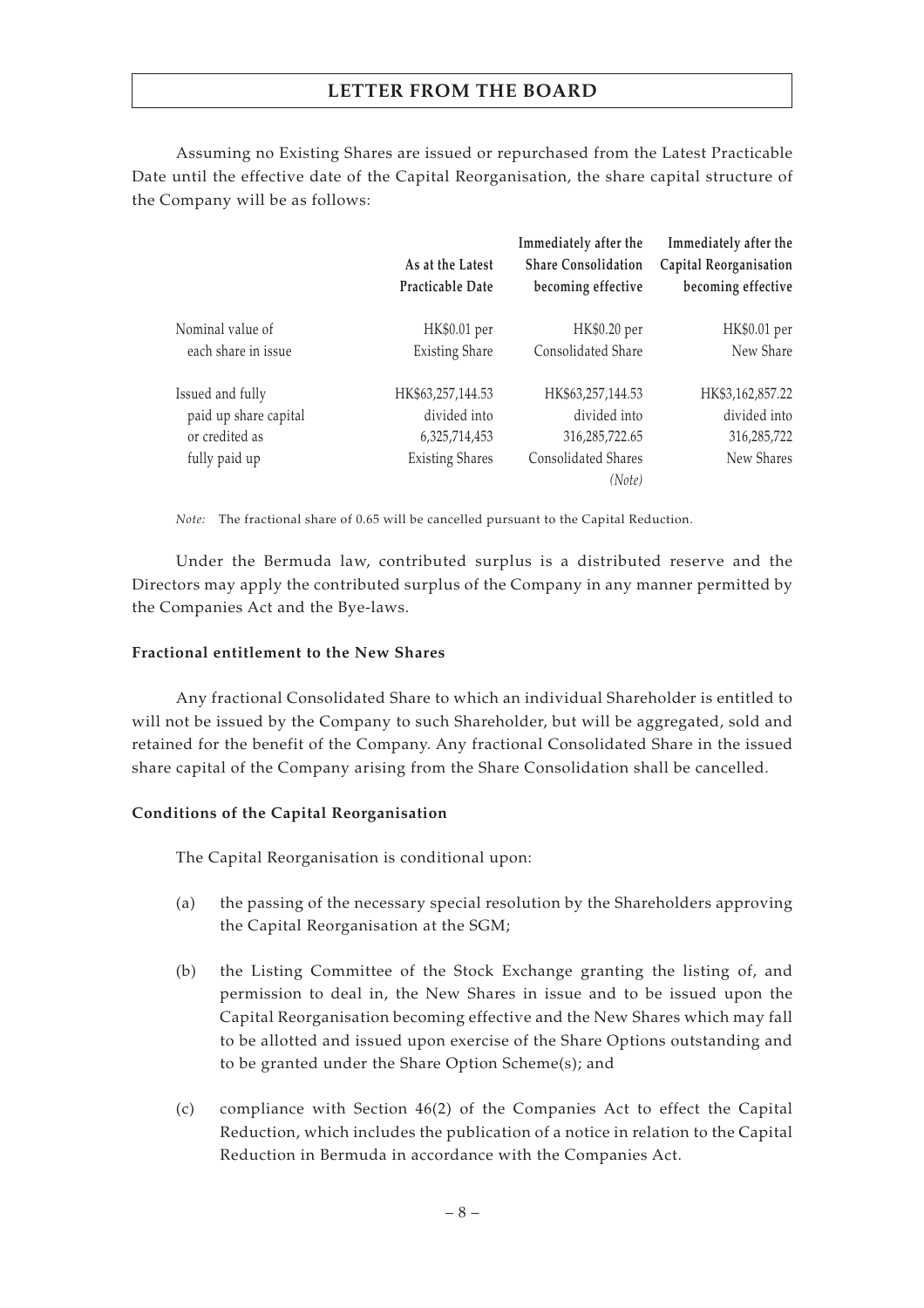Assuming no Existing Shares are issued or repurchased from the Latest Practicable Date until the effective date of the Capital Reorganisation, the share capital structure of the Company will be as follows:

| | As at the Latest Practicable Date | Immediately after the Share Consolidation becoming effective | Immediately after the Capital Reorganisation becoming effective |
|---|---|---|---|
| Nominal value of each share in issue | HK$0.01 per Existing Share | HK$0.20 per Consolidated Share | HK$0.01 per New Share |
| Issued and fully paid up share capital or credited as fully paid up | HK$63,257,144.53 divided into 6,325,714,453 Existing Shares | HK$63,257,144.53 divided into 316,285,722.65 Consolidated Shares *(Note)* | HK$3,162,857.22 divided into 316,285,722 New Shares |

*Note:* The fractional share of 0.65 will be cancelled pursuant to the Capital Reduction.

Under the Bermuda law, contributed surplus is a distributed reserve and the Directors may apply the contributed surplus of the Company in any manner permitted by the Companies Act and the Bye-laws.

**Fractional entitlement to the New Shares**

Any fractional Consolidated Share to which an individual Shareholder is entitled to will not be issued by the Company to such Shareholder, but will be aggregated, sold and retained for the benefit of the Company. Any fractional Consolidated Share in the issued share capital of the Company arising from the Share Consolidation shall be cancelled.

**Conditions of the Capital Reorganisation**

The Capital Reorganisation is conditional upon:

(a) the passing of the necessary special resolution by the Shareholders approving the Capital Reorganisation at the SGM;

(b) the Listing Committee of the Stock Exchange granting the listing of, and permission to deal in, the New Shares in issue and to be issued upon the Capital Reorganisation becoming effective and the New Shares which may fall to be allotted and issued upon exercise of the Share Options outstanding and to be granted under the Share Option Scheme(s); and

(c) compliance with Section 46(2) of the Companies Act to effect the Capital Reduction, which includes the publication of a notice in relation to the Capital Reduction in Bermuda in accordance with the Companies Act.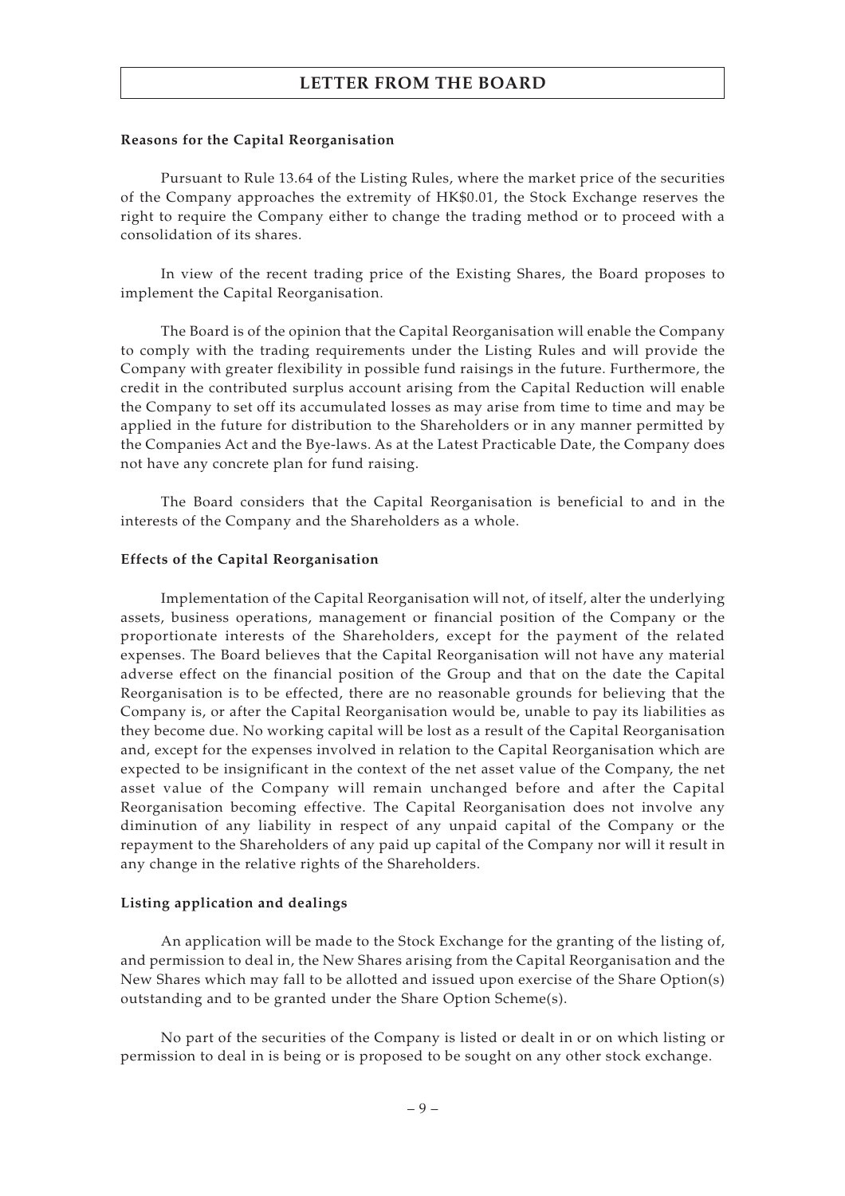**Reasons for the Capital Reorganisation**

Pursuant to Rule 13.64 of the Listing Rules, where the market price of the securities of the Company approaches the extremity of HK$0.01, the Stock Exchange reserves the right to require the Company either to change the trading method or to proceed with a consolidation of its shares.

In view of the recent trading price of the Existing Shares, the Board proposes to implement the Capital Reorganisation.

The Board is of the opinion that the Capital Reorganisation will enable the Company to comply with the trading requirements under the Listing Rules and will provide the Company with greater flexibility in possible fund raisings in the future. Furthermore, the credit in the contributed surplus account arising from the Capital Reduction will enable the Company to set off its accumulated losses as may arise from time to time and may be applied in the future for distribution to the Shareholders or in any manner permitted by the Companies Act and the Bye-laws. As at the Latest Practicable Date, the Company does not have any concrete plan for fund raising.

The Board considers that the Capital Reorganisation is beneficial to and in the interests of the Company and the Shareholders as a whole.

**Effects of the Capital Reorganisation**

Implementation of the Capital Reorganisation will not, of itself, alter the underlying assets, business operations, management or financial position of the Company or the proportionate interests of the Shareholders, except for the payment of the related expenses. The Board believes that the Capital Reorganisation will not have any material adverse effect on the financial position of the Group and that on the date the Capital Reorganisation is to be effected, there are no reasonable grounds for believing that the Company is, or after the Capital Reorganisation would be, unable to pay its liabilities as they become due. No working capital will be lost as a result of the Capital Reorganisation and, except for the expenses involved in relation to the Capital Reorganisation which are expected to be insignificant in the context of the net asset value of the Company, the net asset value of the Company will remain unchanged before and after the Capital Reorganisation becoming effective. The Capital Reorganisation does not involve any diminution of any liability in respect of any unpaid capital of the Company or the repayment to the Shareholders of any paid up capital of the Company nor will it result in any change in the relative rights of the Shareholders.

**Listing application and dealings**

An application will be made to the Stock Exchange for the granting of the listing of, and permission to deal in, the New Shares arising from the Capital Reorganisation and the New Shares which may fall to be allotted and issued upon exercise of the Share Option(s) outstanding and to be granted under the Share Option Scheme(s).

No part of the securities of the Company is listed or dealt in or on which listing or permission to deal in is being or is proposed to be sought on any other stock exchange.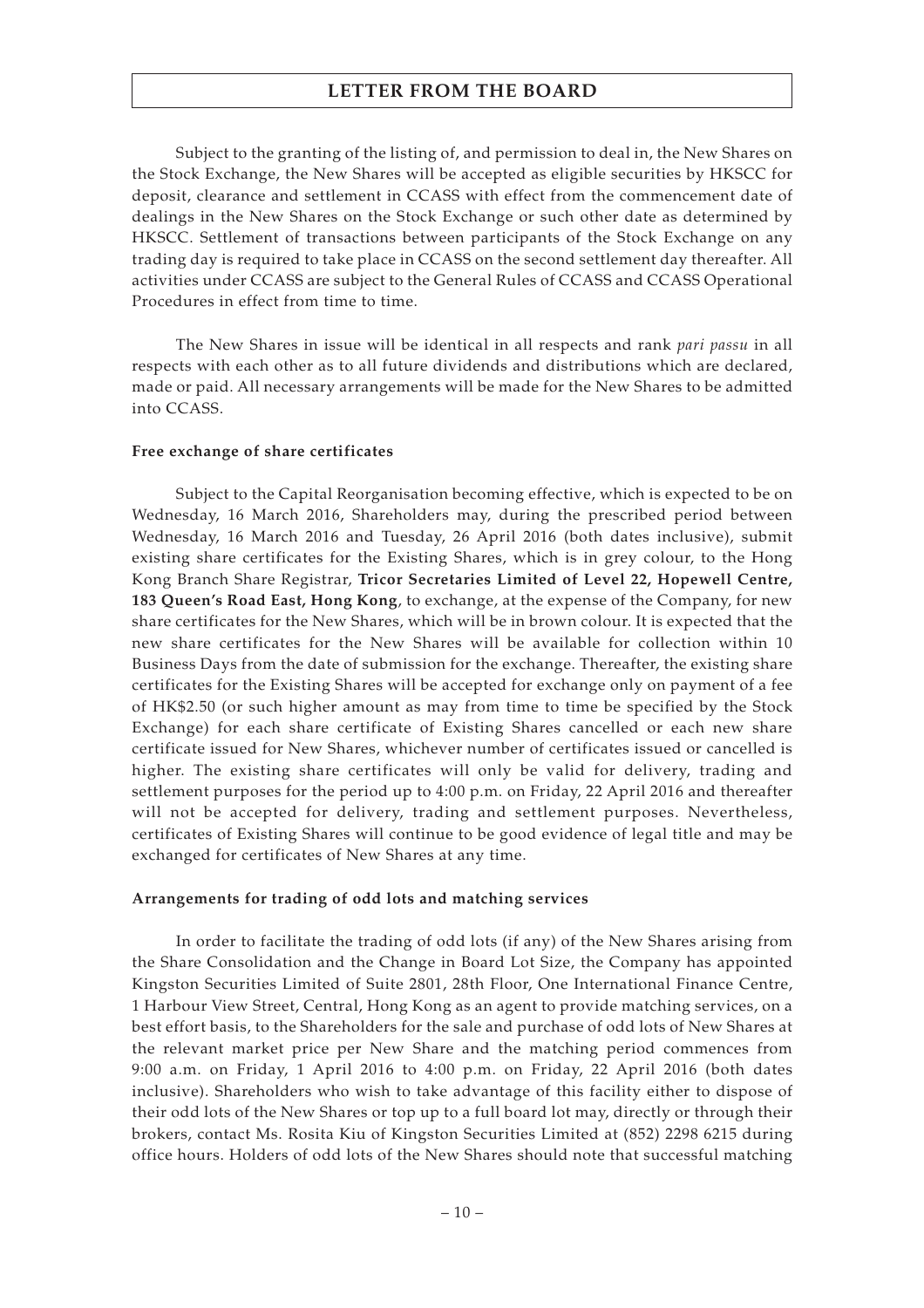Subject to the granting of the listing of, and permission to deal in, the New Shares on the Stock Exchange, the New Shares will be accepted as eligible securities by HKSCC for deposit, clearance and settlement in CCASS with effect from the commencement date of dealings in the New Shares on the Stock Exchange or such other date as determined by HKSCC. Settlement of transactions between participants of the Stock Exchange on any trading day is required to take place in CCASS on the second settlement day thereafter. All activities under CCASS are subject to the General Rules of CCASS and CCASS Operational Procedures in effect from time to time.

The New Shares in issue will be identical in all respects and rank *pari passu* in all respects with each other as to all future dividends and distributions which are declared, made or paid. All necessary arrangements will be made for the New Shares to be admitted into CCASS.

**Free exchange of share certificates**

Subject to the Capital Reorganisation becoming effective, which is expected to be on Wednesday, 16 March 2016, Shareholders may, during the prescribed period between Wednesday, 16 March 2016 and Tuesday, 26 April 2016 (both dates inclusive), submit existing share certificates for the Existing Shares, which is in grey colour, to the Hong Kong Branch Share Registrar, **Tricor Secretaries Limited of Level 22, Hopewell Centre, 183 Queen's Road East, Hong Kong**, to exchange, at the expense of the Company, for new share certificates for the New Shares, which will be in brown colour. It is expected that the new share certificates for the New Shares will be available for collection within 10 Business Days from the date of submission for the exchange. Thereafter, the existing share certificates for the Existing Shares will be accepted for exchange only on payment of a fee of HK$2.50 (or such higher amount as may from time to time be specified by the Stock Exchange) for each share certificate of Existing Shares cancelled or each new share certificate issued for New Shares, whichever number of certificates issued or cancelled is higher. The existing share certificates will only be valid for delivery, trading and settlement purposes for the period up to 4:00 p.m. on Friday, 22 April 2016 and thereafter will not be accepted for delivery, trading and settlement purposes. Nevertheless, certificates of Existing Shares will continue to be good evidence of legal title and may be exchanged for certificates of New Shares at any time.

**Arrangements for trading of odd lots and matching services**

In order to facilitate the trading of odd lots (if any) of the New Shares arising from the Share Consolidation and the Change in Board Lot Size, the Company has appointed Kingston Securities Limited of Suite 2801, 28th Floor, One International Finance Centre, 1 Harbour View Street, Central, Hong Kong as an agent to provide matching services, on a best effort basis, to the Shareholders for the sale and purchase of odd lots of New Shares at the relevant market price per New Share and the matching period commences from 9:00 a.m. on Friday, 1 April 2016 to 4:00 p.m. on Friday, 22 April 2016 (both dates inclusive). Shareholders who wish to take advantage of this facility either to dispose of their odd lots of the New Shares or top up to a full board lot may, directly or through their brokers, contact Ms. Rosita Kiu of Kingston Securities Limited at (852) 2298 6215 during office hours. Holders of odd lots of the New Shares should note that successful matching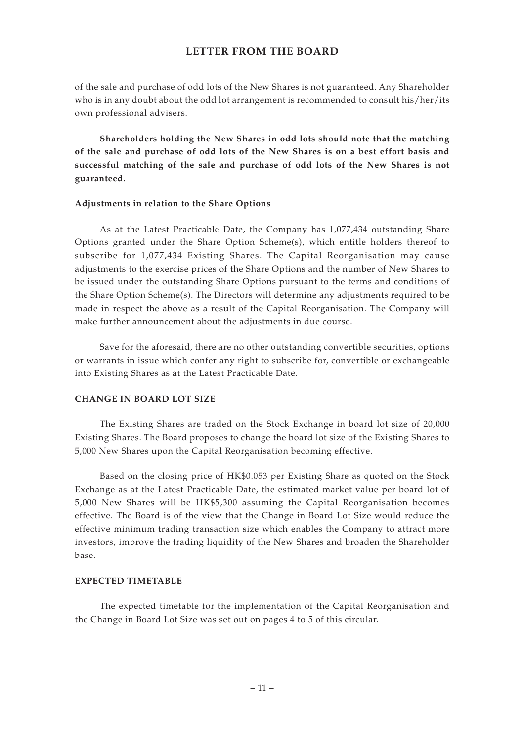of the sale and purchase of odd lots of the New Shares is not guaranteed. Any Shareholder who is in any doubt about the odd lot arrangement is recommended to consult his/her/its own professional advisers.

**Shareholders holding the New Shares in odd lots should note that the matching of the sale and purchase of odd lots of the New Shares is on a best effort basis and successful matching of the sale and purchase of odd lots of the New Shares is not guaranteed.**

**Adjustments in relation to the Share Options**

As at the Latest Practicable Date, the Company has 1,077,434 outstanding Share Options granted under the Share Option Scheme(s), which entitle holders thereof to subscribe for 1,077,434 Existing Shares. The Capital Reorganisation may cause adjustments to the exercise prices of the Share Options and the number of New Shares to be issued under the outstanding Share Options pursuant to the terms and conditions of the Share Option Scheme(s). The Directors will determine any adjustments required to be made in respect the above as a result of the Capital Reorganisation. The Company will make further announcement about the adjustments in due course.

Save for the aforesaid, there are no other outstanding convertible securities, options or warrants in issue which confer any right to subscribe for, convertible or exchangeable into Existing Shares as at the Latest Practicable Date.

## CHANGE IN BOARD LOT SIZE

The Existing Shares are traded on the Stock Exchange in board lot size of 20,000 Existing Shares. The Board proposes to change the board lot size of the Existing Shares to 5,000 New Shares upon the Capital Reorganisation becoming effective.

Based on the closing price of HK$0.053 per Existing Share as quoted on the Stock Exchange as at the Latest Practicable Date, the estimated market value per board lot of 5,000 New Shares will be HK$5,300 assuming the Capital Reorganisation becomes effective. The Board is of the view that the Change in Board Lot Size would reduce the effective minimum trading transaction size which enables the Company to attract more investors, improve the trading liquidity of the New Shares and broaden the Shareholder base.

## EXPECTED TIMETABLE

The expected timetable for the implementation of the Capital Reorganisation and the Change in Board Lot Size was set out on pages 4 to 5 of this circular.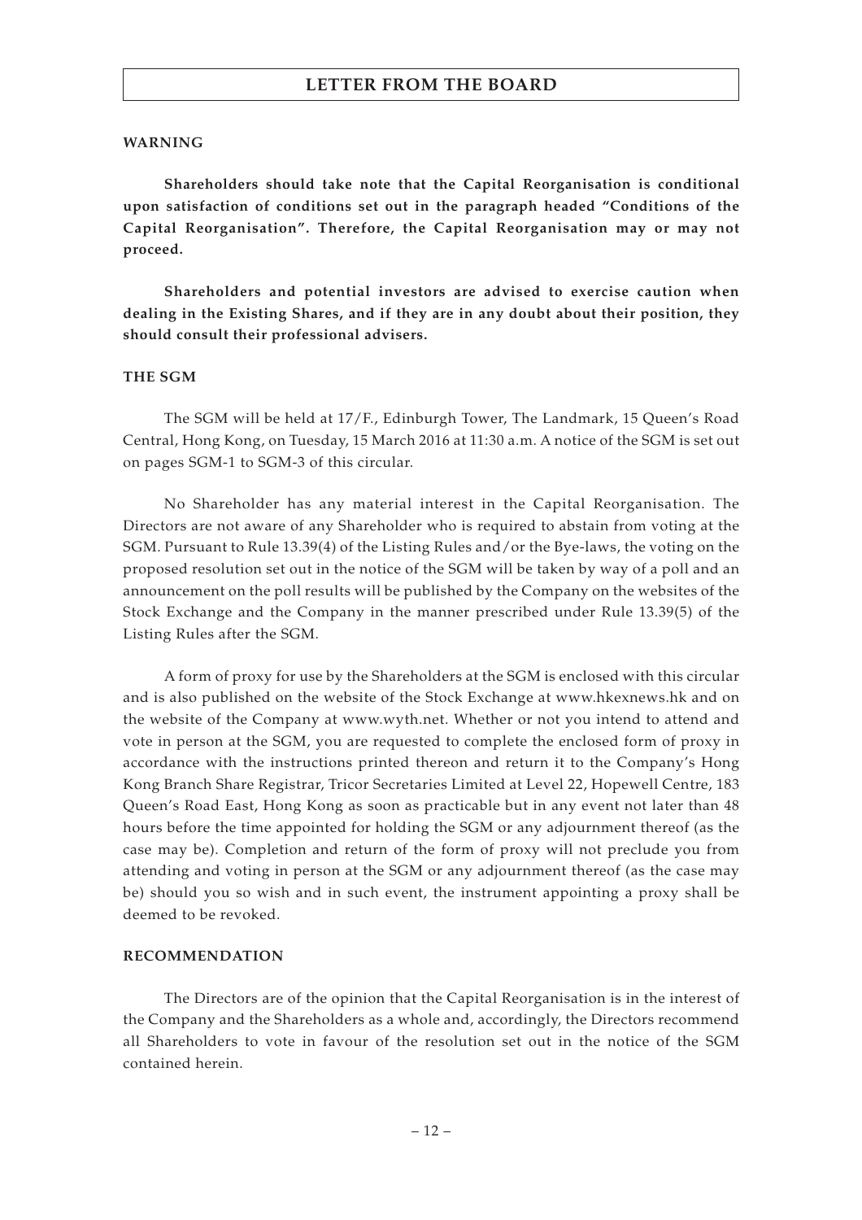# LETTER FROM THE BOARD

## WARNING

**Shareholders should take note that the Capital Reorganisation is conditional upon satisfaction of conditions set out in the paragraph headed "Conditions of the Capital Reorganisation". Therefore, the Capital Reorganisation may or may not proceed.**

**Shareholders and potential investors are advised to exercise caution when dealing in the Existing Shares, and if they are in any doubt about their position, they should consult their professional advisers.**

## THE SGM

The SGM will be held at 17/F., Edinburgh Tower, The Landmark, 15 Queen's Road Central, Hong Kong, on Tuesday, 15 March 2016 at 11:30 a.m. A notice of the SGM is set out on pages SGM-1 to SGM-3 of this circular.

No Shareholder has any material interest in the Capital Reorganisation. The Directors are not aware of any Shareholder who is required to abstain from voting at the SGM. Pursuant to Rule 13.39(4) of the Listing Rules and/or the Bye-laws, the voting on the proposed resolution set out in the notice of the SGM will be taken by way of a poll and an announcement on the poll results will be published by the Company on the websites of the Stock Exchange and the Company in the manner prescribed under Rule 13.39(5) of the Listing Rules after the SGM.

A form of proxy for use by the Shareholders at the SGM is enclosed with this circular and is also published on the website of the Stock Exchange at www.hkexnews.hk and on the website of the Company at www.wyth.net. Whether or not you intend to attend and vote in person at the SGM, you are requested to complete the enclosed form of proxy in accordance with the instructions printed thereon and return it to the Company's Hong Kong Branch Share Registrar, Tricor Secretaries Limited at Level 22, Hopewell Centre, 183 Queen's Road East, Hong Kong as soon as practicable but in any event not later than 48 hours before the time appointed for holding the SGM or any adjournment thereof (as the case may be). Completion and return of the form of proxy will not preclude you from attending and voting in person at the SGM or any adjournment thereof (as the case may be) should you so wish and in such event, the instrument appointing a proxy shall be deemed to be revoked.

## RECOMMENDATION

The Directors are of the opinion that the Capital Reorganisation is in the interest of the Company and the Shareholders as a whole and, accordingly, the Directors recommend all Shareholders to vote in favour of the resolution set out in the notice of the SGM contained herein.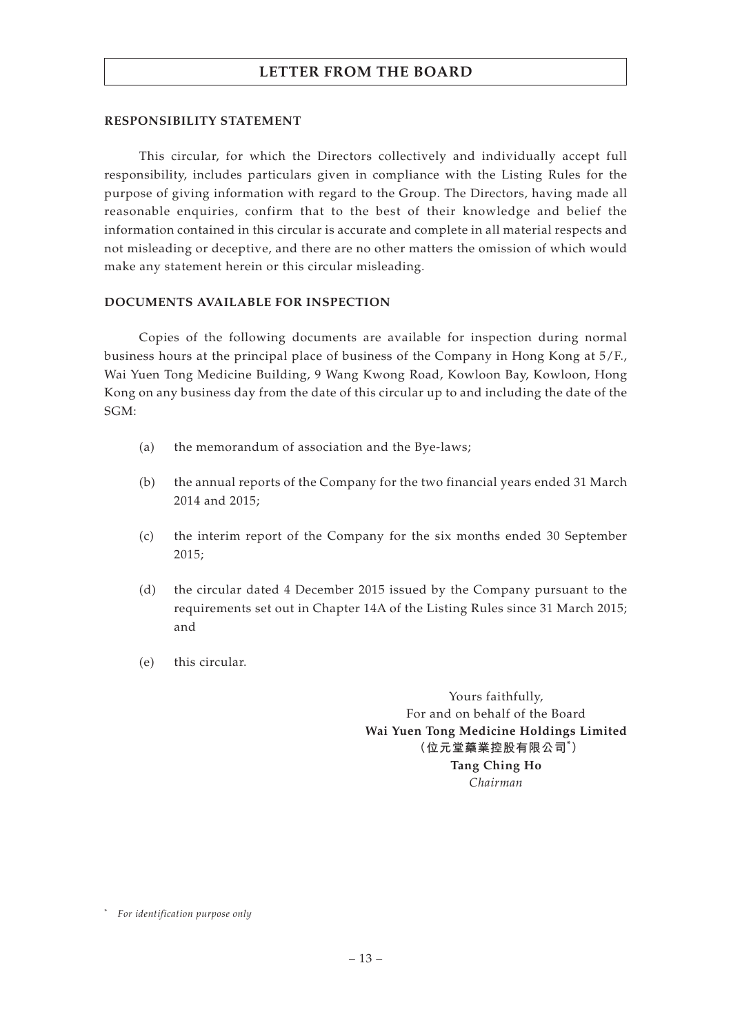## LETTER FROM THE BOARD

### RESPONSIBILITY STATEMENT

This circular, for which the Directors collectively and individually accept full responsibility, includes particulars given in compliance with the Listing Rules for the purpose of giving information with regard to the Group. The Directors, having made all reasonable enquiries, confirm that to the best of their knowledge and belief the information contained in this circular is accurate and complete in all material respects and not misleading or deceptive, and there are no other matters the omission of which would make any statement herein or this circular misleading.

### DOCUMENTS AVAILABLE FOR INSPECTION

Copies of the following documents are available for inspection during normal business hours at the principal place of business of the Company in Hong Kong at 5/F., Wai Yuen Tong Medicine Building, 9 Wang Kwong Road, Kowloon Bay, Kowloon, Hong Kong on any business day from the date of this circular up to and including the date of the SGM:

(a) the memorandum of association and the Bye-laws;

(b) the annual reports of the Company for the two financial years ended 31 March 2014 and 2015;

(c) the interim report of the Company for the six months ended 30 September 2015;

(d) the circular dated 4 December 2015 issued by the Company pursuant to the requirements set out in Chapter 14A of the Listing Rules since 31 March 2015; and

(e) this circular.

Yours faithfully,
For and on behalf of the Board
**Wai Yuen Tong Medicine Holdings Limited**
**(位元堂藥業控股有限公司*)**
**Tang Ching Ho**
*Chairman*

\* *For identification purpose only*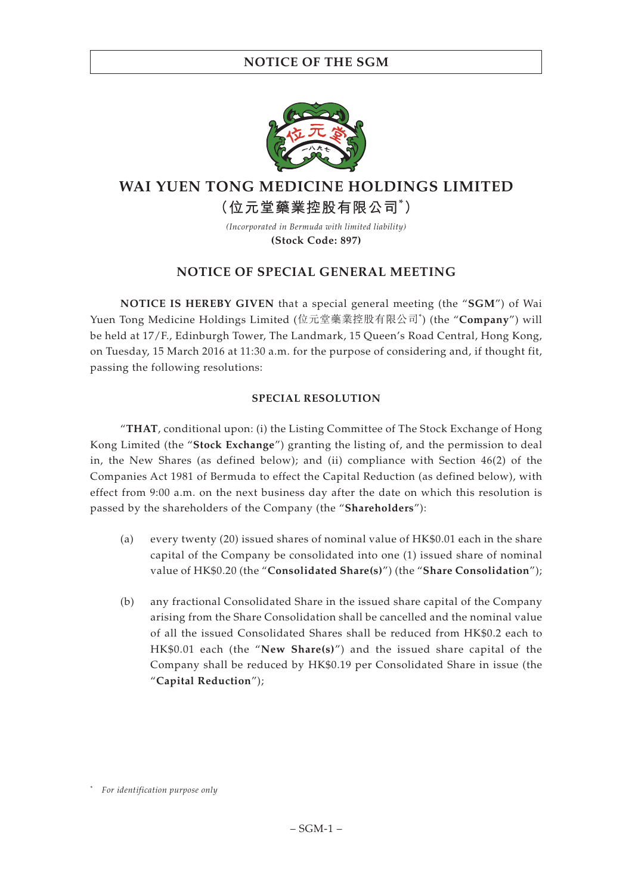# NOTICE OF THE SGM

# WAI YUEN TONG MEDICINE HOLDINGS LIMITED

**(位元堂藥業控股有限公司*)**

*(Incorporated in Bermuda with limited liability)*

**(Stock Code: 897)**

## NOTICE OF SPECIAL GENERAL MEETING

**NOTICE IS HEREBY GIVEN** that a special general meeting (the "**SGM**") of Wai Yuen Tong Medicine Holdings Limited (位元堂藥業控股有限公司*) (the "**Company**") will be held at 17/F., Edinburgh Tower, The Landmark, 15 Queen's Road Central, Hong Kong, on Tuesday, 15 March 2016 at 11:30 a.m. for the purpose of considering and, if thought fit, passing the following resolutions:

### SPECIAL RESOLUTION

"**THAT**, conditional upon: (i) the Listing Committee of The Stock Exchange of Hong Kong Limited (the "**Stock Exchange**") granting the listing of, and the permission to deal in, the New Shares (as defined below); and (ii) compliance with Section 46(2) of the Companies Act 1981 of Bermuda to effect the Capital Reduction (as defined below), with effect from 9:00 a.m. on the next business day after the date on which this resolution is passed by the shareholders of the Company (the "**Shareholders**"):

(a) every twenty (20) issued shares of nominal value of HK$0.01 each in the share capital of the Company be consolidated into one (1) issued share of nominal value of HK$0.20 (the "**Consolidated Share(s)**") (the "**Share Consolidation**");

(b) any fractional Consolidated Share in the issued share capital of the Company arising from the Share Consolidation shall be cancelled and the nominal value of all the issued Consolidated Shares shall be reduced from HK$0.2 each to HK$0.01 each (the "**New Share(s)**") and the issued share capital of the Company shall be reduced by HK$0.19 per Consolidated Share in issue (the "**Capital Reduction**");

\* *For identification purpose only*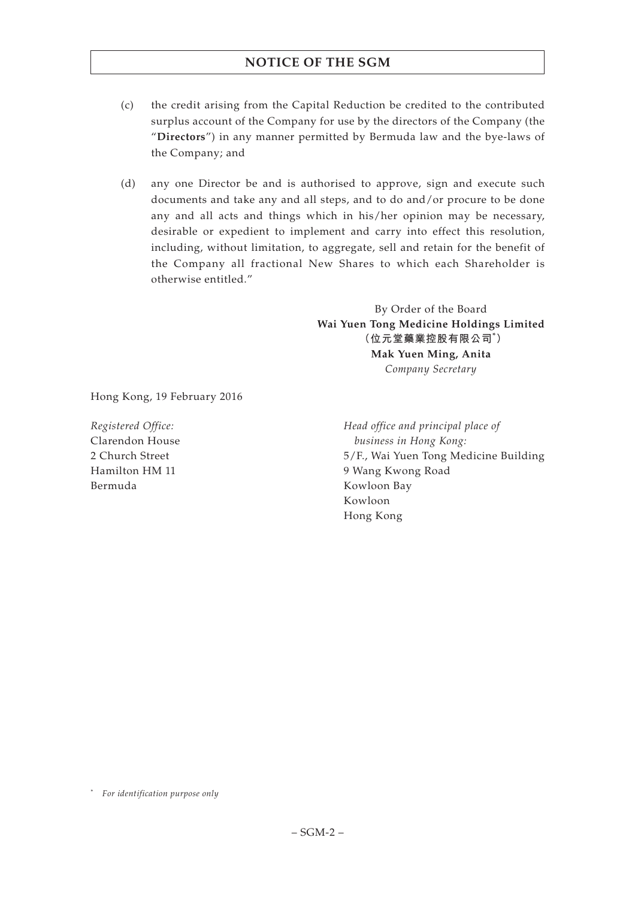(c) the credit arising from the Capital Reduction be credited to the contributed surplus account of the Company for use by the directors of the Company (the "**Directors**") in any manner permitted by Bermuda law and the bye-laws of the Company; and

(d) any one Director be and is authorised to approve, sign and execute such documents and take any and all steps, and to do and/or procure to be done any and all acts and things which in his/her opinion may be necessary, desirable or expedient to implement and carry into effect this resolution, including, without limitation, to aggregate, sell and retain for the benefit of the Company all fractional New Shares to which each Shareholder is otherwise entitled."

By Order of the Board
**Wai Yuen Tong Medicine Holdings Limited**
**(位元堂藥業控股有限公司*)**
**Mak Yuen Ming, Anita**
*Company Secretary*

Hong Kong, 19 February 2016

*Registered Office:*
Clarendon House
2 Church Street
Hamilton HM 11
Bermuda

*Head office and principal place of business in Hong Kong:*
5/F., Wai Yuen Tong Medicine Building
9 Wang Kwong Road
Kowloon Bay
Kowloon
Hong Kong

\* *For identification purpose only*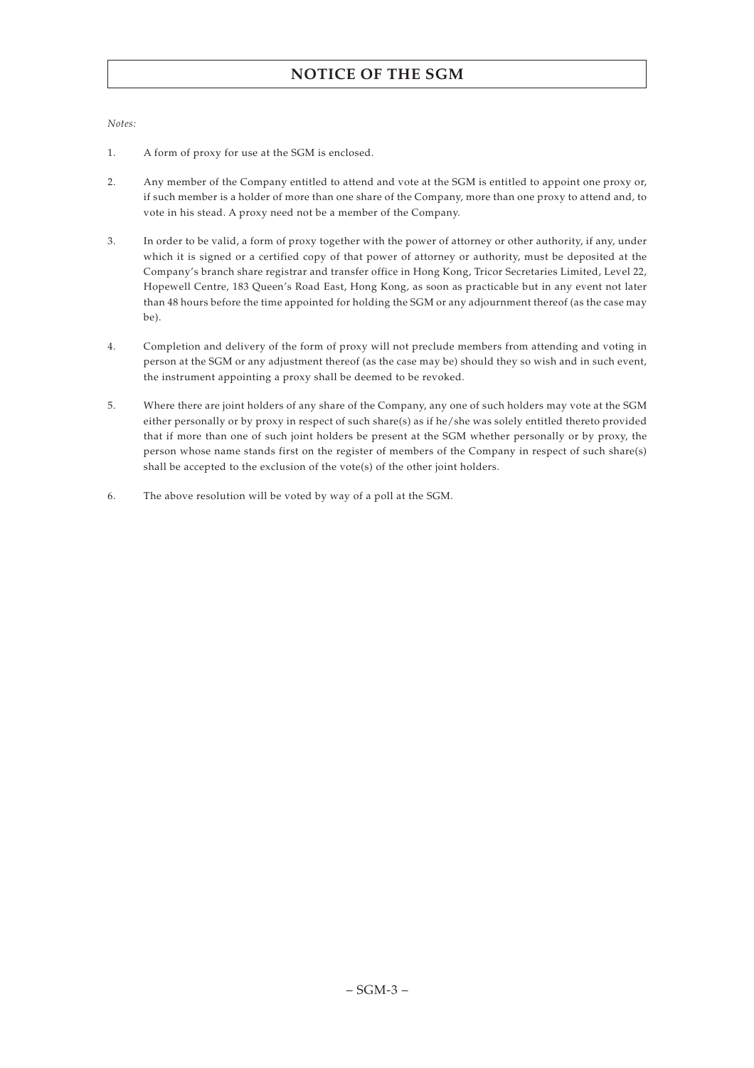# NOTICE OF THE SGM

*Notes:*

1. A form of proxy for use at the SGM is enclosed.

2. Any member of the Company entitled to attend and vote at the SGM is entitled to appoint one proxy or, if such member is a holder of more than one share of the Company, more than one proxy to attend and, to vote in his stead. A proxy need not be a member of the Company.

3. In order to be valid, a form of proxy together with the power of attorney or other authority, if any, under which it is signed or a certified copy of that power of attorney or authority, must be deposited at the Company's branch share registrar and transfer office in Hong Kong, Tricor Secretaries Limited, Level 22, Hopewell Centre, 183 Queen's Road East, Hong Kong, as soon as practicable but in any event not later than 48 hours before the time appointed for holding the SGM or any adjournment thereof (as the case may be).

4. Completion and delivery of the form of proxy will not preclude members from attending and voting in person at the SGM or any adjustment thereof (as the case may be) should they so wish and in such event, the instrument appointing a proxy shall be deemed to be revoked.

5. Where there are joint holders of any share of the Company, any one of such holders may vote at the SGM either personally or by proxy in respect of such share(s) as if he/she was solely entitled thereto provided that if more than one of such joint holders be present at the SGM whether personally or by proxy, the person whose name stands first on the register of members of the Company in respect of such share(s) shall be accepted to the exclusion of the vote(s) of the other joint holders.

6. The above resolution will be voted by way of a poll at the SGM.